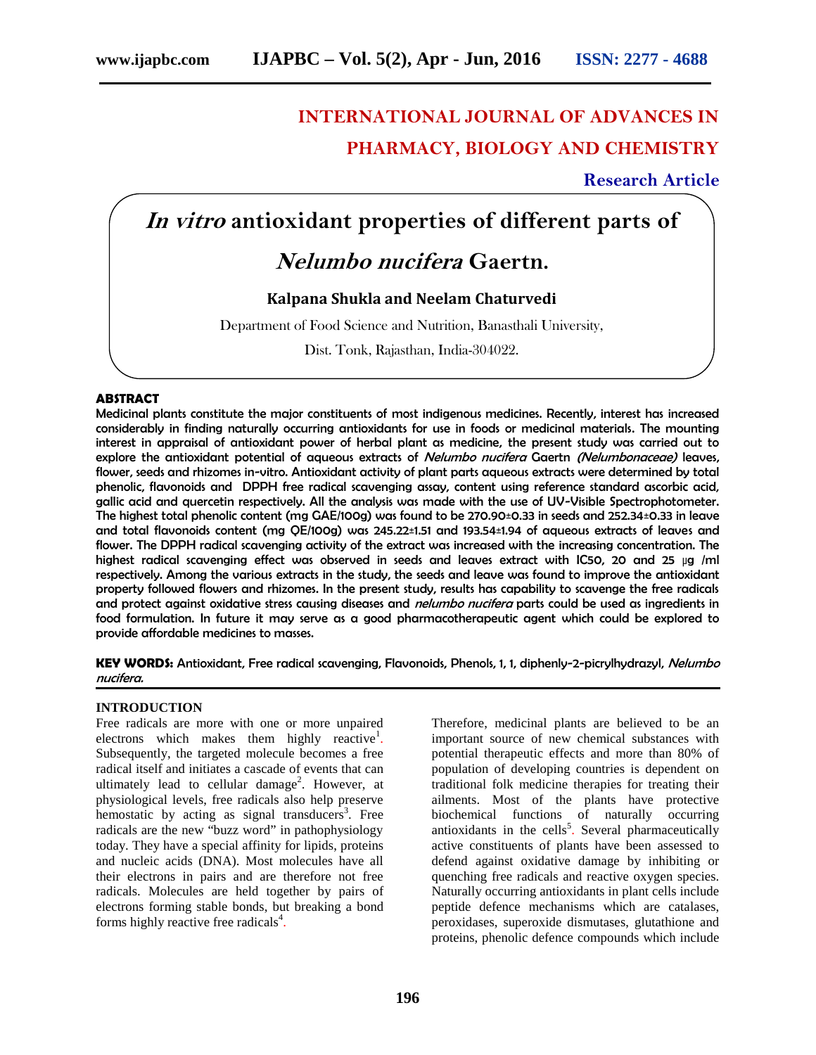# INTERNATIONAL JOURNAL OF ADVANCES IN PHARMACY, BIOLOGY AND CHEMISTRY

**Research Article**

# *In vitro* antioxidant properties of different parts of *Nelumbo nucifera* Gaertn.

**Kalpana Shukla and Neelam Chaturvedi**

Department of Food Science and Nutrition, Banasthali University,

Dist. Tonk, Rajasthan, India-304022.

## ABSTRACT

**Medicinal plants constitute the major constituents of most indigenous medicines. Recently, interest has increased considerably in finding naturally occurring antioxidants for use in foods or medicinal materials. The mounting interest in appraisal of antioxidant power of herbal plant as medicine, the present study was carried out to explore the antioxidant potential of aqueous extracts of *Nelumbo nucifera* Gaertn *(Nelumbonaceae)* leaves, flower, seeds and rhizomes in-vitro. Antioxidant activity of plant parts aqueous extracts were determined by total phenolic, flavonoids and DPPH free radical scavenging assay, content using reference standard ascorbic acid, gallic acid and quercetin respectively. All the analysis was made with the use of UV-Visible Spectrophotometer. The highest total phenolic content (mg GAE/100g) was found to be 270.90±0.33 in seeds and 252.34±0.33 in leave and total flavonoids content (mg QE/100g) was 245.22±1.51 and 193.54±1.94 of aqueous extracts of leaves and flower. The DPPH radical scavenging activity of the extract was increased with the increasing concentration. The highest radical scavenging effect was observed in seeds and leaves extract with IC50, 20 and 25 μg /ml respectively. Among the various extracts in the study, the seeds and leave was found to improve the antioxidant property followed flowers and rhizomes. In the present study, results has capability to scavenge the free radicals and protect against oxidative stress causing diseases and *nelumbo nucifera* parts could be used as ingredients in food formulation. In future it may serve as a good pharmacotherapeutic agent which could be explored to provide affordable medicines to masses.**

**KEY WORDS:** Antioxidant, Free radical scavenging, Flavonoids, Phenols, 1, 1, diphenly-2-picrylhydrazyl, *Nelumbo nucifera.*

## INTRODUCTION

Free radicals are more with one or more unpaired electrons which makes them highly reactive[1]. Subsequently, the targeted molecule becomes a free radical itself and initiates a cascade of events that can ultimately lead to cellular damage[2]. However, at physiological levels, free radicals also help preserve hemostatic by acting as signal transducers[3]. Free radicals are the new "buzz word" in pathophysiology today. They have a special affinity for lipids, proteins and nucleic acids (DNA). Most molecules have all their electrons in pairs and are therefore not free radicals. Molecules are held together by pairs of electrons forming stable bonds, but breaking a bond forms highly reactive free radicals[4].

Therefore, medicinal plants are believed to be an important source of new chemical substances with potential therapeutic effects and more than 80% of population of developing countries is dependent on traditional folk medicine therapies for treating their ailments. Most of the plants have protective biochemical functions of naturally occurring antioxidants in the cells[5]. Several pharmaceutically active constituents of plants have been assessed to defend against oxidative damage by inhibiting or quenching free radicals and reactive oxygen species. Naturally occurring antioxidants in plant cells include peptide defence mechanisms which are catalases, peroxidases, superoxide dismutases, glutathione and proteins, phenolic defence compounds which include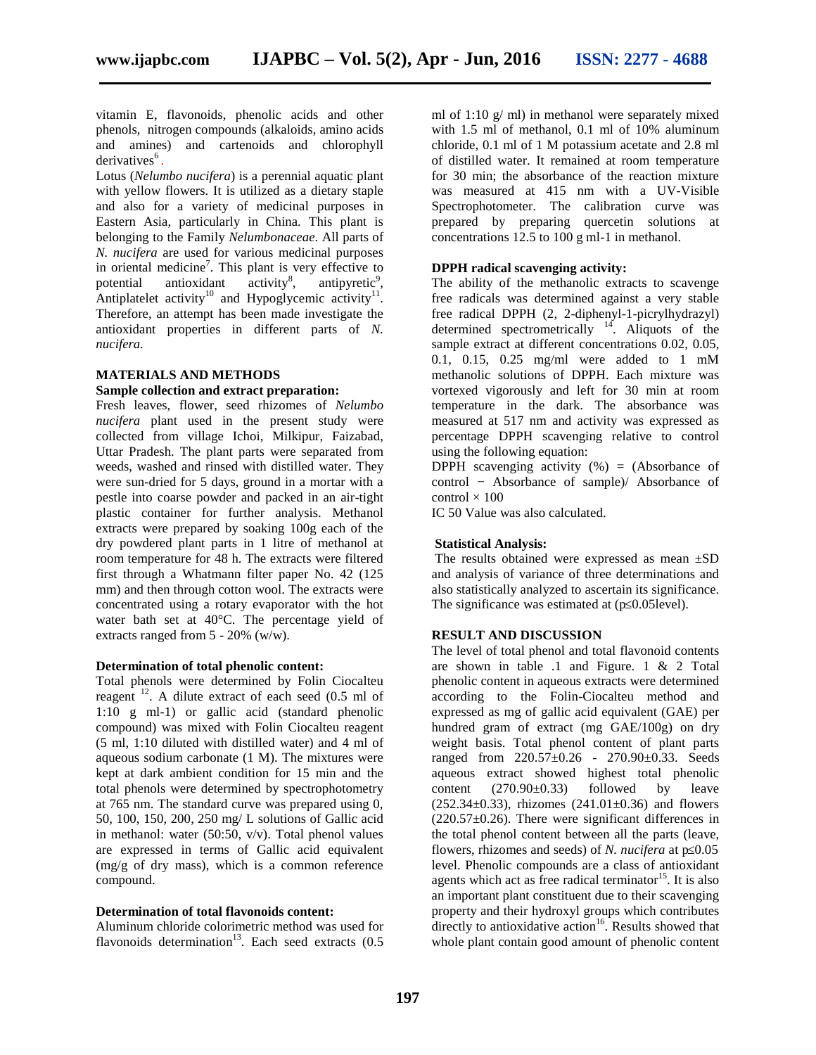vitamin E, flavonoids, phenolic acids and other phenols, nitrogen compounds (alkaloids, amino acids and amines) and cartenoids and chlorophyll derivatives[6].

Lotus (*Nelumbo nucifera*) is a perennial aquatic plant with yellow flowers. It is utilized as a dietary staple and also for a variety of medicinal purposes in Eastern Asia, particularly in China. This plant is belonging to the Family *Nelumbonaceae*. All parts of *N. nucifera* are used for various medicinal purposes in oriental medicine[7]. This plant is very effective to potential antioxidant activity[8], antipyretic[9], Antiplatelet activity[10] and Hypoglycemic activity[11]. Therefore, an attempt has been made investigate the antioxidant properties in different parts of *N. nucifera.*

## MATERIALS AND METHODS

### Sample collection and extract preparation:

Fresh leaves, flower, seed rhizomes of *Nelumbo nucifera* plant used in the present study were collected from village Ichoi, Milkipur, Faizabad, Uttar Pradesh. The plant parts were separated from weeds, washed and rinsed with distilled water. They were sun-dried for 5 days, ground in a mortar with a pestle into coarse powder and packed in an air-tight plastic container for further analysis. Methanol extracts were prepared by soaking 100g each of the dry powdered plant parts in 1 litre of methanol at room temperature for 48 h. The extracts were filtered first through a Whatmann filter paper No. 42 (125 mm) and then through cotton wool. The extracts were concentrated using a rotary evaporator with the hot water bath set at 40°C. The percentage yield of extracts ranged from 5 - 20% (w/w).

### Determination of total phenolic content:

Total phenols were determined by Folin Ciocalteu reagent [12]. A dilute extract of each seed (0.5 ml of 1:10 g ml-1) or gallic acid (standard phenolic compound) was mixed with Folin Ciocalteu reagent (5 ml, 1:10 diluted with distilled water) and 4 ml of aqueous sodium carbonate (1 M). The mixtures were kept at dark ambient condition for 15 min and the total phenols were determined by spectrophotometry at 765 nm. The standard curve was prepared using 0, 50, 100, 150, 200, 250 mg/ L solutions of Gallic acid in methanol: water (50:50, v/v). Total phenol values are expressed in terms of Gallic acid equivalent (mg/g of dry mass), which is a common reference compound.

### Determination of total flavonoids content:

Aluminum chloride colorimetric method was used for flavonoids determination[13]. Each seed extracts (0.5 ml of 1:10 g/ ml) in methanol were separately mixed with 1.5 ml of methanol, 0.1 ml of 10% aluminum chloride, 0.1 ml of 1 M potassium acetate and 2.8 ml of distilled water. It remained at room temperature for 30 min; the absorbance of the reaction mixture was measured at 415 nm with a UV-Visible Spectrophotometer. The calibration curve was prepared by preparing quercetin solutions at concentrations 12.5 to 100 g ml-1 in methanol.

### DPPH radical scavenging activity:

The ability of the methanolic extracts to scavenge free radicals was determined against a very stable free radical DPPH (2, 2-diphenyl-1-picrylhydrazyl) determined spectrometrically [14]. Aliquots of the sample extract at different concentrations 0.02, 0.05, 0.1, 0.15, 0.25 mg/ml were added to 1 mM methanolic solutions of DPPH. Each mixture was vortexed vigorously and left for 30 min at room temperature in the dark. The absorbance was measured at 517 nm and activity was expressed as percentage DPPH scavenging relative to control using the following equation:

DPPH scavenging activity (%) = (Absorbance of control − Absorbance of sample)/ Absorbance of control × 100

IC 50 Value was also calculated.

### Statistical Analysis:

The results obtained were expressed as mean ±SD and analysis of variance of three determinations and also statistically analyzed to ascertain its significance. The significance was estimated at ($p \leq 0.05$level).

## RESULT AND DISCUSSION

The level of total phenol and total flavonoid contents are shown in table .1 and Figure. 1 & 2 Total phenolic content in aqueous extracts were determined according to the Folin-Ciocalteu method and expressed as mg of gallic acid equivalent (GAE) per hundred gram of extract (mg GAE/100g) on dry weight basis. Total phenol content of plant parts ranged from 220.57±0.26 - 270.90±0.33. Seeds aqueous extract showed highest total phenolic content (270.90±0.33) followed by leave (252.34±0.33), rhizomes (241.01±0.36) and flowers (220.57±0.26). There were significant differences in the total phenol content between all the parts (leave, flowers, rhizomes and seeds) of *N. nucifera* at $p \leq 0.05$ level. Phenolic compounds are a class of antioxidant agents which act as free radical terminator[15]. It is also an important plant constituent due to their scavenging property and their hydroxyl groups which contributes directly to antioxidative action[16]. Results showed that whole plant contain good amount of phenolic content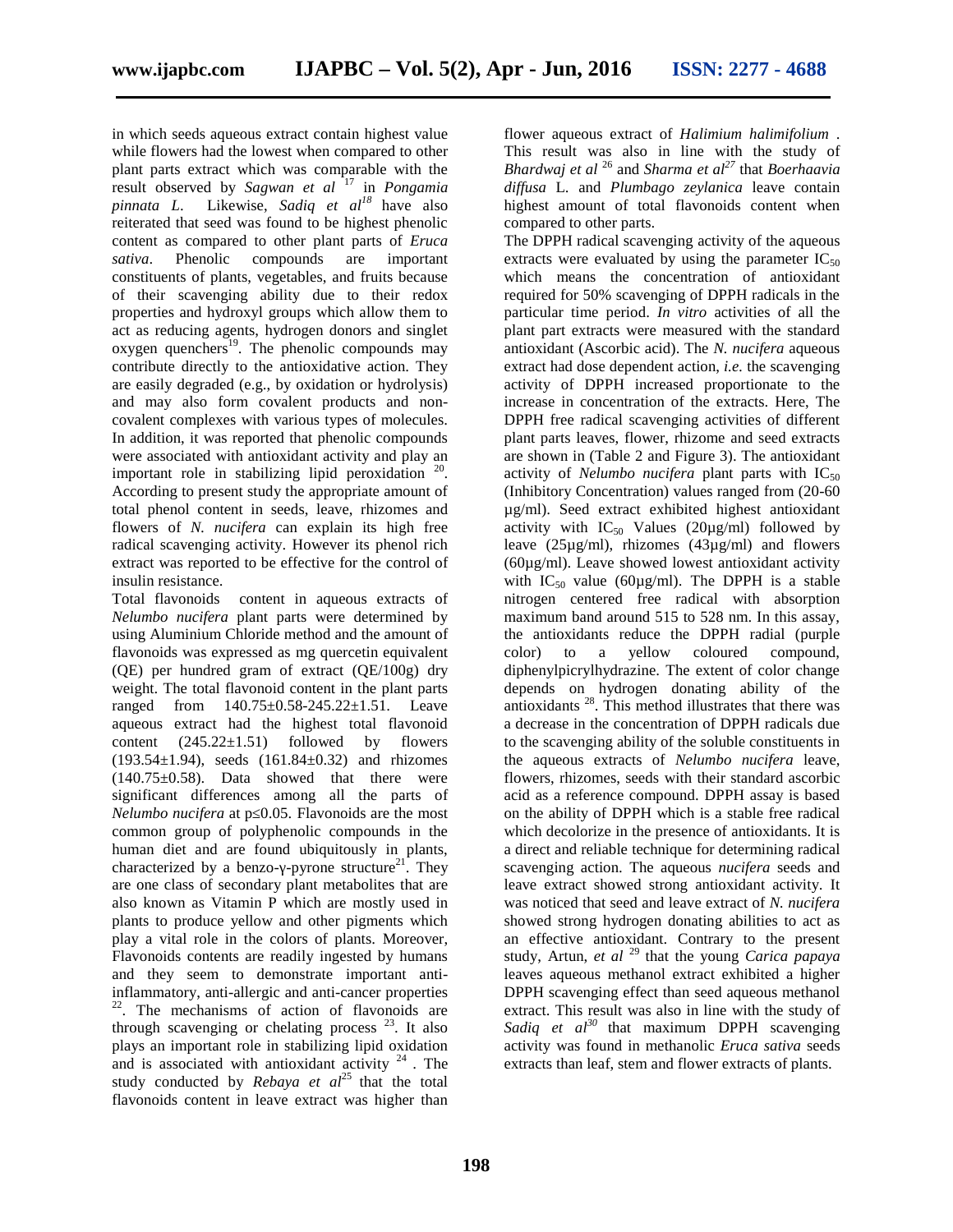in which seeds aqueous extract contain highest value while flowers had the lowest when compared to other plant parts extract which was comparable with the result observed by *Sagwan et al* [17] in *Pongamia pinnata L*. Likewise, *Sadiq et al*[18] have also reiterated that seed was found to be highest phenolic content as compared to other plant parts of *Eruca sativa*. Phenolic compounds are important constituents of plants, vegetables, and fruits because of their scavenging ability due to their redox properties and hydroxyl groups which allow them to act as reducing agents, hydrogen donors and singlet oxygen quenchers[19]. The phenolic compounds may contribute directly to the antioxidative action. They are easily degraded (e.g., by oxidation or hydrolysis) and may also form covalent products and non-covalent complexes with various types of molecules. In addition, it was reported that phenolic compounds were associated with antioxidant activity and play an important role in stabilizing lipid peroxidation [20]. According to present study the appropriate amount of total phenol content in seeds, leave, rhizomes and flowers of *N. nucifera* can explain its high free radical scavenging activity. However its phenol rich extract was reported to be effective for the control of insulin resistance.

Total flavonoids content in aqueous extracts of *Nelumbo nucifera* plant parts were determined by using Aluminium Chloride method and the amount of flavonoids was expressed as mg quercetin equivalent (QE) per hundred gram of extract (QE/100g) dry weight. The total flavonoid content in the plant parts ranged from 140.75±0.58-245.22±1.51. Leave aqueous extract had the highest total flavonoid content (245.22±1.51) followed by flowers (193.54±1.94), seeds (161.84±0.32) and rhizomes (140.75±0.58). Data showed that there were significant differences among all the parts of *Nelumbo nucifera* at $p \leq 0.05$. Flavonoids are the most common group of polyphenolic compounds in the human diet and are found ubiquitously in plants, characterized by a benzo-γ-pyrone structure[21]. They are one class of secondary plant metabolites that are also known as Vitamin P which are mostly used in plants to produce yellow and other pigments which play a vital role in the colors of plants. Moreover, Flavonoids contents are readily ingested by humans and they seem to demonstrate important anti-inflammatory, anti-allergic and anti-cancer properties [22]. The mechanisms of action of flavonoids are through scavenging or chelating process [23]. It also plays an important role in stabilizing lipid oxidation and is associated with antioxidant activity [24]. The study conducted by *Rebaya et al*[25] that the total flavonoids content in leave extract was higher than flower aqueous extract of *Halimium halimifolium* . This result was also in line with the study of *Bhardwaj et al* [26] and *Sharma et al*[27] that *Boerhaavia diffusa* L. and *Plumbago zeylanica* leave contain highest amount of total flavonoids content when compared to other parts.

The DPPH radical scavenging activity of the aqueous extracts were evaluated by using the parameter $IC_{50}$ which means the concentration of antioxidant required for 50% scavenging of DPPH radicals in the particular time period. *In vitro* activities of all the plant part extracts were measured with the standard antioxidant (Ascorbic acid). The *N. nucifera* aqueous extract had dose dependent action, *i.e.* the scavenging activity of DPPH increased proportionate to the increase in concentration of the extracts. Here, The DPPH free radical scavenging activities of different plant parts leaves, flower, rhizome and seed extracts are shown in (Table 2 and Figure 3). The antioxidant activity of *Nelumbo nucifera* plant parts with $IC_{50}$ (Inhibitory Concentration) values ranged from (20-60 µg/ml). Seed extract exhibited highest antioxidant activity with $IC_{50}$ Values (20µg/ml) followed by leave (25µg/ml), rhizomes (43µg/ml) and flowers (60µg/ml). Leave showed lowest antioxidant activity with $IC_{50}$ value (60µg/ml). The DPPH is a stable nitrogen centered free radical with absorption maximum band around 515 to 528 nm. In this assay, the antioxidants reduce the DPPH radial (purple color) to a yellow coloured compound, diphenylpicrylhydrazine. The extent of color change depends on hydrogen donating ability of the antioxidants [28]. This method illustrates that there was a decrease in the concentration of DPPH radicals due to the scavenging ability of the soluble constituents in the aqueous extracts of *Nelumbo nucifera* leave, flowers, rhizomes, seeds with their standard ascorbic acid as a reference compound. DPPH assay is based on the ability of DPPH which is a stable free radical which decolorize in the presence of antioxidants. It is a direct and reliable technique for determining radical scavenging action. The aqueous *nucifera* seeds and leave extract showed strong antioxidant activity. It was noticed that seed and leave extract of *N. nucifera* showed strong hydrogen donating abilities to act as an effective antioxidant. Contrary to the present study, Artun, *et al* [29] that the young *Carica papaya* leaves aqueous methanol extract exhibited a higher DPPH scavenging effect than seed aqueous methanol extract. This result was also in line with the study of *Sadiq et al*[30] that maximum DPPH scavenging activity was found in methanolic *Eruca sativa* seeds extracts than leaf, stem and flower extracts of plants.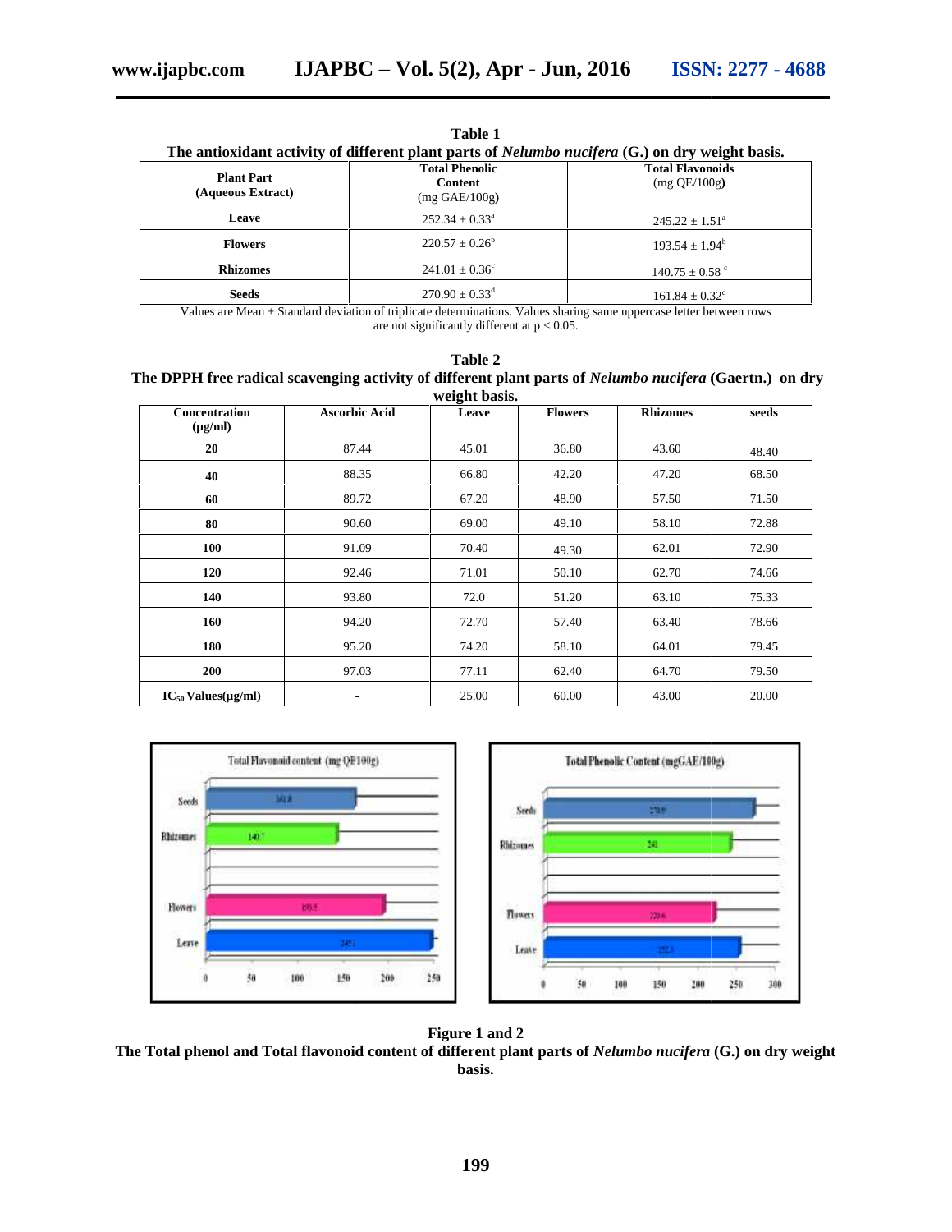**Table 1**
**The antioxidant activity of different plant parts of *Nelumbo nucifera* (G.) on dry weight basis.**

| Plant Part (Aqueous Extract) | Total Phenolic Content (mg GAE/100g) | Total Flavonoids (mg QE/100g) |
|---|---|---|
| Leave | 252.34 ± 0.33[a] | 245.22 ± 1.51[a] |
| Flowers | 220.57 ± 0.26[b] | 193.54 ± 1.94[b] |
| Rhizomes | 241.01 ± 0.36[c] | 140.75 ± 0.58 [c] |
| Seeds | 270.90 ± 0.33[d] | 161.84 ± 0.32[d] |

Values are Mean ± Standard deviation of triplicate determinations. Values sharing same uppercase letter between rows are not significantly different at $p < 0.05$.

**Table 2**
**The DPPH free radical scavenging activity of different plant parts of *Nelumbo nucifera* (Gaertn.) on dry weight basis.**

| Concentration (μg/ml) | Ascorbic Acid | Leave | Flowers | Rhizomes | seeds |
|---|---|---|---|---|---|
| 20 | 87.44 | 45.01 | 36.80 | 43.60 | 48.40 |
| 40 | 88.35 | 66.80 | 42.20 | 47.20 | 68.50 |
| 60 | 89.72 | 67.20 | 48.90 | 57.50 | 71.50 |
| 80 | 90.60 | 69.00 | 49.10 | 58.10 | 72.88 |
| 100 | 91.09 | 70.40 | 49.30 | 62.01 | 72.90 |
| 120 | 92.46 | 71.01 | 50.10 | 62.70 | 74.66 |
| 140 | 93.80 | 72.0 | 51.20 | 63.10 | 75.33 |
| 160 | 94.20 | 72.70 | 57.40 | 63.40 | 78.66 |
| 180 | 95.20 | 74.20 | 58.10 | 64.01 | 79.45 |
| 200 | 97.03 | 77.11 | 62.40 | 64.70 | 79.50 |
| $IC_{50}$ Values(μg/ml) | - | 25.00 | 60.00 | 43.00 | 20.00 |

**Figure 1 and 2**
**The Total phenol and Total flavonoid content of different plant parts of *Nelumbo nucifera* (G.) on dry weight basis.**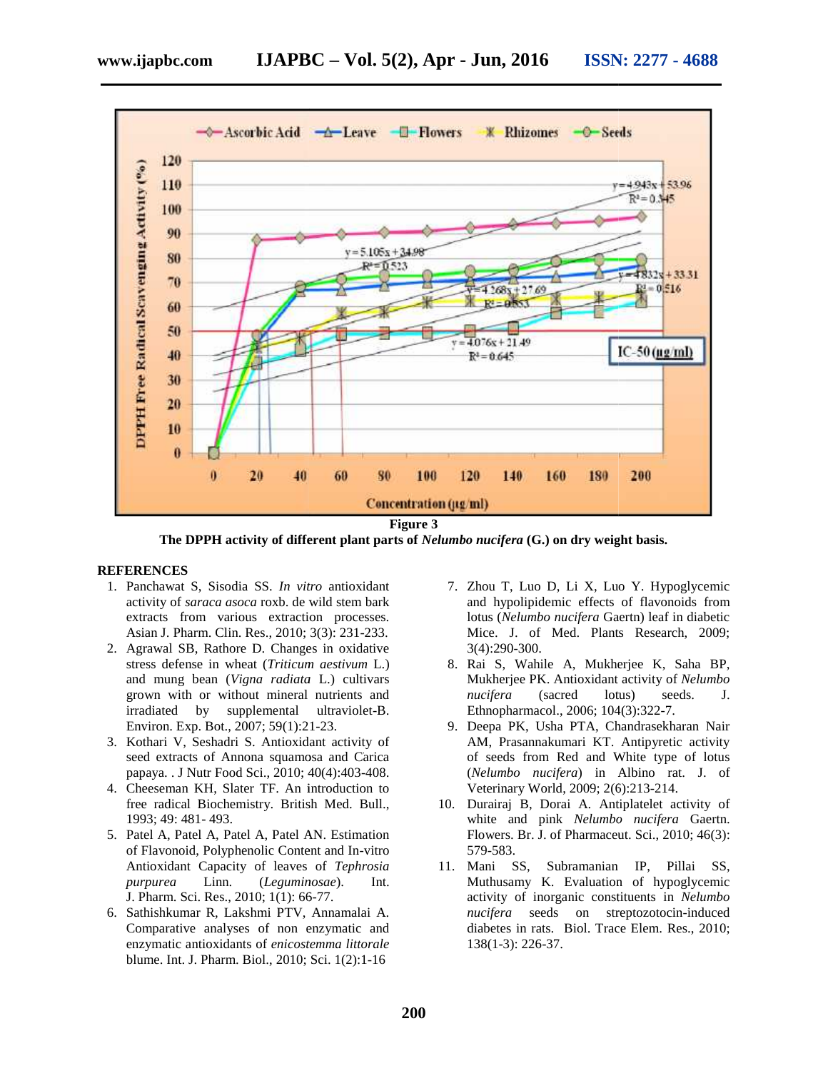**Figure 3**

**The DPPH activity of different plant parts of *Nelumbo nucifera* (G.) on dry weight basis.**

## REFERENCES

1. Panchawat S, Sisodia SS. *In vitro* antioxidant activity of *saraca asoca* roxb. de wild stem bark extracts from various extraction processes. Asian J. Pharm. Clin. Res., 2010; 3(3): 231-233.
2. Agrawal SB, Rathore D. Changes in oxidative stress defense in wheat (*Triticum aestivum* L.) and mung bean (*Vigna radiata* L.) cultivars grown with or without mineral nutrients and irradiated by supplemental ultraviolet-B. Environ. Exp. Bot., 2007; 59(1):21-23.
3. Kothari V, Seshadri S. Antioxidant activity of seed extracts of Annona squamosa and Carica papaya. . J Nutr Food Sci., 2010; 40(4):403-408.
4. Cheeseman KH, Slater TF. An introduction to free radical Biochemistry. British Med. Bull., 1993; 49: 481- 493.
5. Patel A, Patel A, Patel A, Patel AN. Estimation of Flavonoid, Polyphenolic Content and In-vitro Antioxidant Capacity of leaves of *Tephrosia purpurea* Linn. (*Leguminosae*). Int. J. Pharm. Sci. Res., 2010; 1(1): 66-77.
6. Sathishkumar R, Lakshmi PTV, Annamalai A. Comparative analyses of non enzymatic and enzymatic antioxidants of *enicostemma littorale* blume. Int. J. Pharm. Biol., 2010; Sci. 1(2):1-16
7. Zhou T, Luo D, Li X, Luo Y. Hypoglycemic and hypolipidemic effects of flavonoids from lotus (*Nelumbo nucifera* Gaertn) leaf in diabetic Mice. J. of Med. Plants Research, 2009; 3(4):290-300.
8. Rai S, Wahile A, Mukherjee K, Saha BP, Mukherjee PK. Antioxidant activity of *Nelumbo nucifera* (sacred lotus) seeds. J. Ethnopharmacol., 2006; 104(3):322-7.
9. Deepa PK, Usha PTA, Chandrasekharan Nair AM, Prasannakumari KT. Antipyretic activity of seeds from Red and White type of lotus (*Nelumbo nucifera*) in Albino rat. J. of Veterinary World, 2009; 2(6):213-214.
10. Durairaj B, Dorai A. Antiplatelet activity of white and pink *Nelumbo nucifera* Gaertn. Flowers. Br. J. of Pharmaceut. Sci., 2010; 46(3): 579-583.
11. Mani SS, Subramanian IP, Pillai SS, Muthusamy K. Evaluation of hypoglycemic activity of inorganic constituents in *Nelumbo nucifera* seeds on streptozotocin-induced diabetes in rats. Biol. Trace Elem. Res., 2010; 138(1-3): 226-37.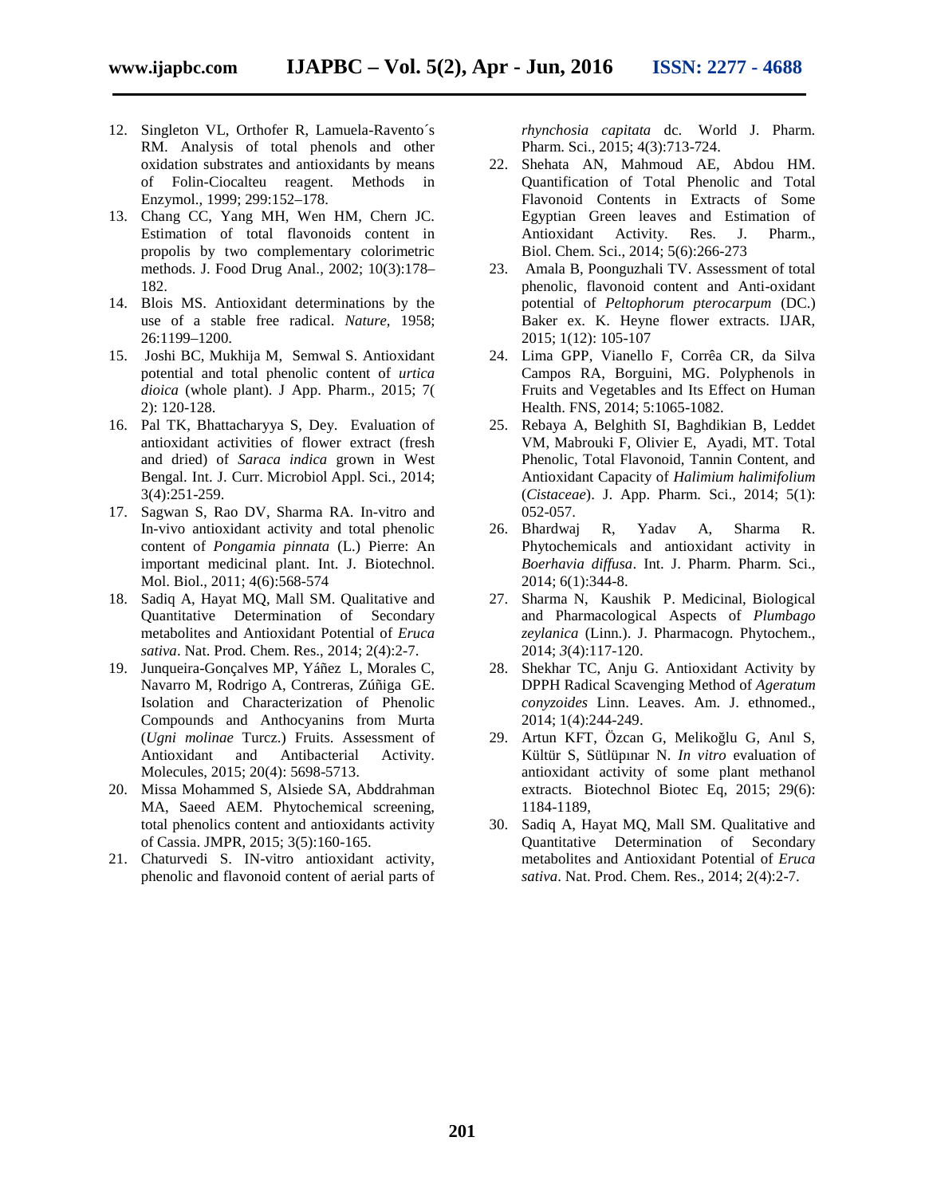12. Singleton VL, Orthofer R, Lamuela-Ravento´s RM. Analysis of total phenols and other oxidation substrates and antioxidants by means of Folin-Ciocalteu reagent. Methods in Enzymol., 1999; 299:152–178.
13. Chang CC, Yang MH, Wen HM, Chern JC. Estimation of total flavonoids content in propolis by two complementary colorimetric methods. J. Food Drug Anal., 2002; 10(3):178–182.
14. Blois MS. Antioxidant determinations by the use of a stable free radical. *Nature,* 1958; 26:1199–1200.
15. Joshi BC, Mukhija M, Semwal S. Antioxidant potential and total phenolic content of *urtica dioica* (whole plant). J App. Pharm., 2015; 7( 2): 120-128.
16. Pal TK, Bhattacharyya S, Dey. Evaluation of antioxidant activities of flower extract (fresh and dried) of *Saraca indica* grown in West Bengal. Int. J. Curr. Microbiol Appl. Sci., 2014; 3(4):251-259.
17. Sagwan S, Rao DV, Sharma RA. In-vitro and In-vivo antioxidant activity and total phenolic content of *Pongamia pinnata* (L.) Pierre: An important medicinal plant. Int. J. Biotechnol. Mol. Biol., 2011; 4(6):568-574
18. Sadiq A, Hayat MQ, Mall SM. Qualitative and Quantitative Determination of Secondary metabolites and Antioxidant Potential of *Eruca sativa*. Nat. Prod. Chem. Res., 2014; 2(4):2-7.
19. Junqueira-Gonçalves MP, Yáñez L, Morales C, Navarro M, Rodrigo A, Contreras, Zúñiga GE. Isolation and Characterization of Phenolic Compounds and Anthocyanins from Murta (*Ugni molinae* Turcz.) Fruits. Assessment of Antioxidant and Antibacterial Activity. Molecules, 2015; 20(4): 5698-5713.
20. Missa Mohammed S, Alsiede SA, Abddrahman MA, Saeed AEM. Phytochemical screening, total phenolics content and antioxidants activity of Cassia. JMPR, 2015; 3(5):160-165.
21. Chaturvedi S. IN-vitro antioxidant activity, phenolic and flavonoid content of aerial parts of *rhynchosia capitata* dc. World J. Pharm. Pharm. Sci., 2015; 4(3):713-724.
22. Shehata AN, Mahmoud AE, Abdou HM. Quantification of Total Phenolic and Total Flavonoid Contents in Extracts of Some Egyptian Green leaves and Estimation of Antioxidant Activity. Res. J. Pharm., Biol. Chem. Sci., 2014; 5(6):266-273
23. Amala B, Poonguzhali TV. Assessment of total phenolic, flavonoid content and Anti-oxidant potential of *Peltophorum pterocarpum* (DC.) Baker ex. K. Heyne flower extracts. IJAR, 2015; 1(12): 105-107
24. Lima GPP, Vianello F, Corrêa CR, da Silva Campos RA, Borguini, MG. Polyphenols in Fruits and Vegetables and Its Effect on Human Health. FNS, 2014; 5:1065-1082.
25. Rebaya A, Belghith SI, Baghdikian B, Leddet VM, Mabrouki F, Olivier E, Ayadi, MT. Total Phenolic, Total Flavonoid, Tannin Content, and Antioxidant Capacity of *Halimium halimifolium* (*Cistaceae*). J. App. Pharm. Sci., 2014; 5(1): 052-057.
26. Bhardwaj R, Yadav A, Sharma R. Phytochemicals and antioxidant activity in *Boerhavia diffusa*. Int. J. Pharm. Pharm. Sci., 2014; 6(1):344-8.
27. Sharma N, Kaushik P. Medicinal, Biological and Pharmacological Aspects of *Plumbago zeylanica* (Linn.). J. Pharmacogn. Phytochem., 2014; *3*(4):117-120.
28. Shekhar TC, Anju G. Antioxidant Activity by DPPH Radical Scavenging Method of *Ageratum conyzoides* Linn. Leaves. Am. J. ethnomed., 2014; 1(4):244-249.
29. Artun KFT, Özcan G, Melikoğlu G, Anıl S, Kültür S, Sütlüpınar N. *In vitro* evaluation of antioxidant activity of some plant methanol extracts. Biotechnol Biotec Eq, 2015; 29(6): 1184-1189,
30. Sadiq A, Hayat MQ, Mall SM. Qualitative and Quantitative Determination of Secondary metabolites and Antioxidant Potential of *Eruca sativa*. Nat. Prod. Chem. Res., 2014; 2(4):2-7.